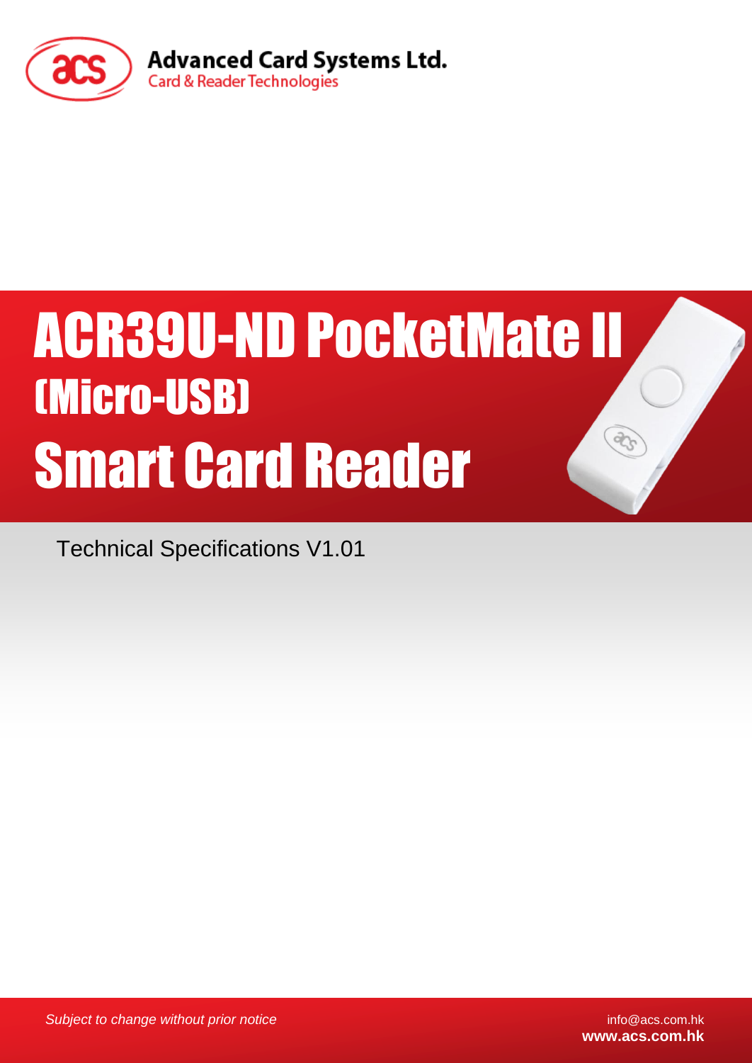Advanced Card Systems Ltd.
Card & Reader Technologies

# ACR39U-ND PocketMate II (Micro-USB) Smart Card Reader

Technical Specifications V1.01

*Subject to change without prior notice*

info@acs.com.hk
**www.acs.com.hk**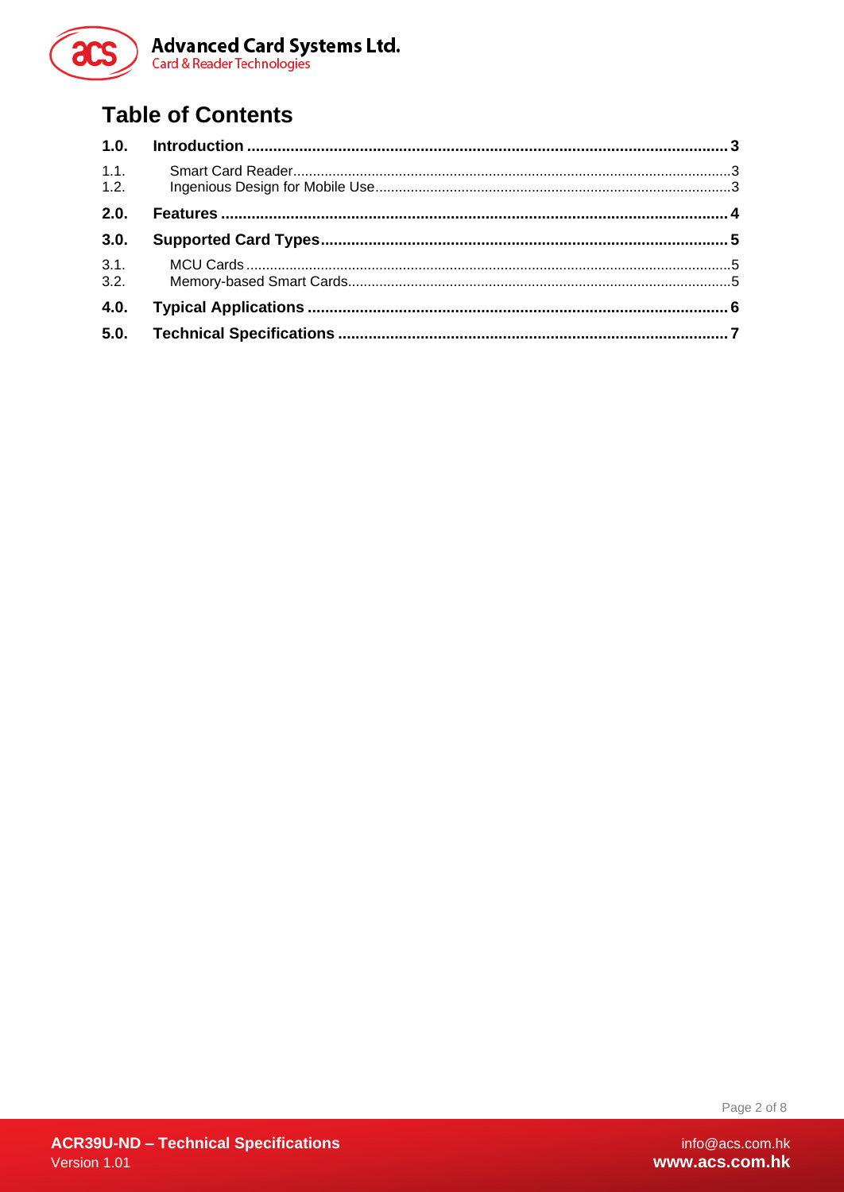# Table of Contents

**1.0. Introduction** ............................................................ **3**

1.1. Smart Card Reader ............................................................ 3

1.2. Ingenious Design for Mobile Use ............................................................ 3

**2.0. Features** ............................................................ **4**

**3.0. Supported Card Types** ............................................................ **5**

3.1. MCU Cards ............................................................ 5

3.2. Memory-based Smart Cards ............................................................ 5

**4.0. Typical Applications** ............................................................ **6**

**5.0. Technical Specifications** ............................................................ **7**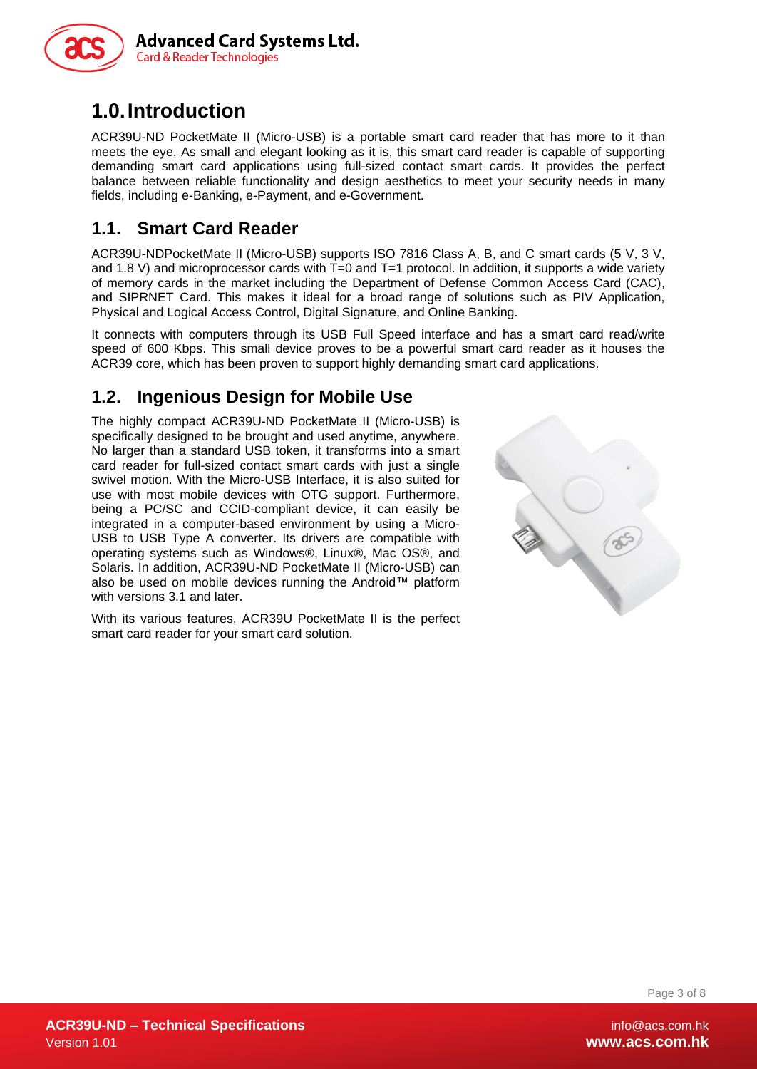# 1.0. Introduction

ACR39U-ND PocketMate II (Micro-USB) is a portable smart card reader that has more to it than meets the eye. As small and elegant looking as it is, this smart card reader is capable of supporting demanding smart card applications using full-sized contact smart cards. It provides the perfect balance between reliable functionality and design aesthetics to meet your security needs in many fields, including e-Banking, e-Payment, and e-Government.

## 1.1. Smart Card Reader

ACR39U-NDPocketMate II (Micro-USB) supports ISO 7816 Class A, B, and C smart cards (5 V, 3 V, and 1.8 V) and microprocessor cards with T=0 and T=1 protocol. In addition, it supports a wide variety of memory cards in the market including the Department of Defense Common Access Card (CAC), and SIPRNET Card. This makes it ideal for a broad range of solutions such as PIV Application, Physical and Logical Access Control, Digital Signature, and Online Banking.

It connects with computers through its USB Full Speed interface and has a smart card read/write speed of 600 Kbps. This small device proves to be a powerful smart card reader as it houses the ACR39 core, which has been proven to support highly demanding smart card applications.

## 1.2. Ingenious Design for Mobile Use

The highly compact ACR39U-ND PocketMate II (Micro-USB) is specifically designed to be brought and used anytime, anywhere. No larger than a standard USB token, it transforms into a smart card reader for full-sized contact smart cards with just a single swivel motion. With the Micro-USB Interface, it is also suited for use with most mobile devices with OTG support. Furthermore, being a PC/SC and CCID-compliant device, it can easily be integrated in a computer-based environment by using a Micro-USB to USB Type A converter. Its drivers are compatible with operating systems such as Windows®, Linux®, Mac OS®, and Solaris. In addition, ACR39U-ND PocketMate II (Micro-USB) can also be used on mobile devices running the Android™ platform with versions 3.1 and later.

With its various features, ACR39U PocketMate II is the perfect smart card reader for your smart card solution.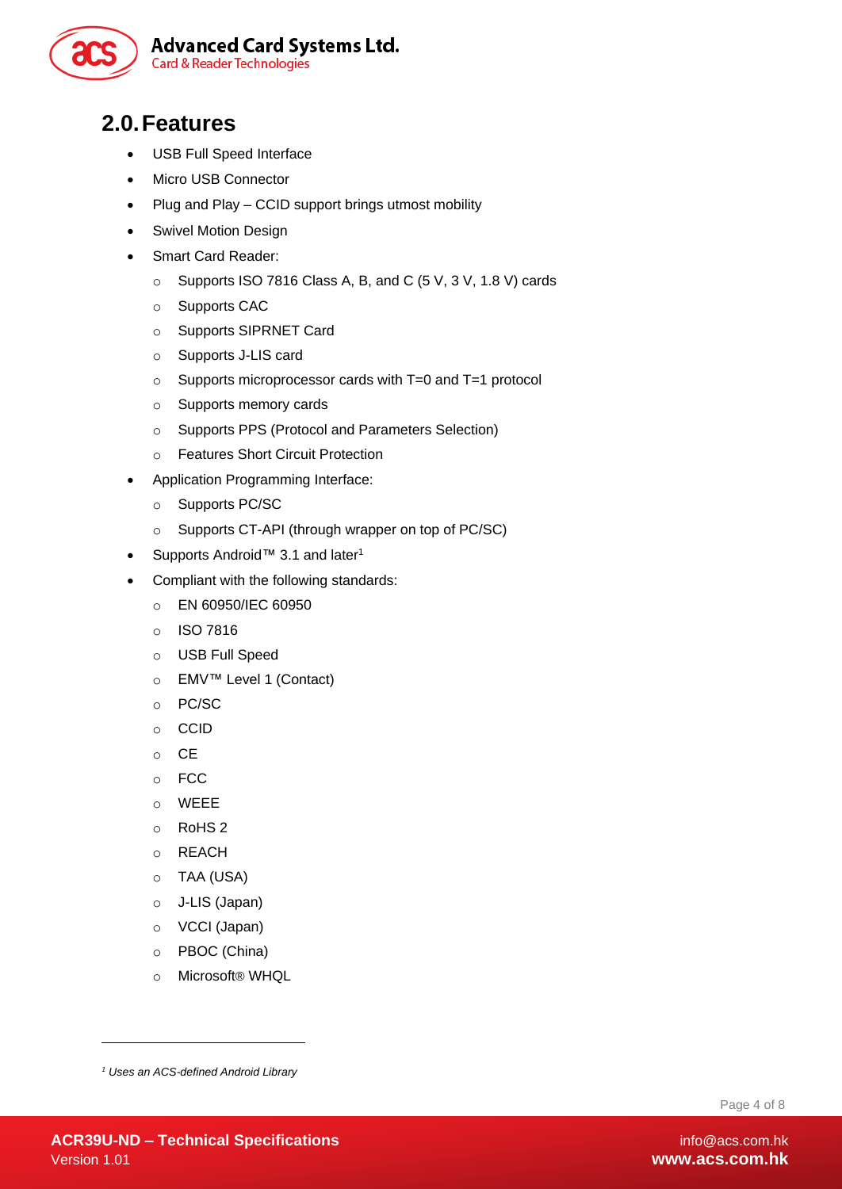## 2.0. Features

- USB Full Speed Interface
- Micro USB Connector
- Plug and Play – CCID support brings utmost mobility
- Swivel Motion Design
- Smart Card Reader:
    - Supports ISO 7816 Class A, B, and C (5 V, 3 V, 1.8 V) cards
    - Supports CAC
    - Supports SIPRNET Card
    - Supports J-LIS card
    - Supports microprocessor cards with T=0 and T=1 protocol
    - Supports memory cards
    - Supports PPS (Protocol and Parameters Selection)
    - Features Short Circuit Protection
- Application Programming Interface:
    - Supports PC/SC
    - Supports CT-API (through wrapper on top of PC/SC)
- Supports Android™ 3.1 and later[1]
- Compliant with the following standards:
    - EN 60950/IEC 60950
    - ISO 7816
    - USB Full Speed
    - EMV™ Level 1 (Contact)
    - PC/SC
    - CCID
    - CE
    - FCC
    - WEEE
    - RoHS 2
    - REACH
    - TAA (USA)
    - J-LIS (Japan)
    - VCCI (Japan)
    - PBOC (China)
    - Microsoft® WHQL

---

[1] *Uses an ACS-defined Android Library*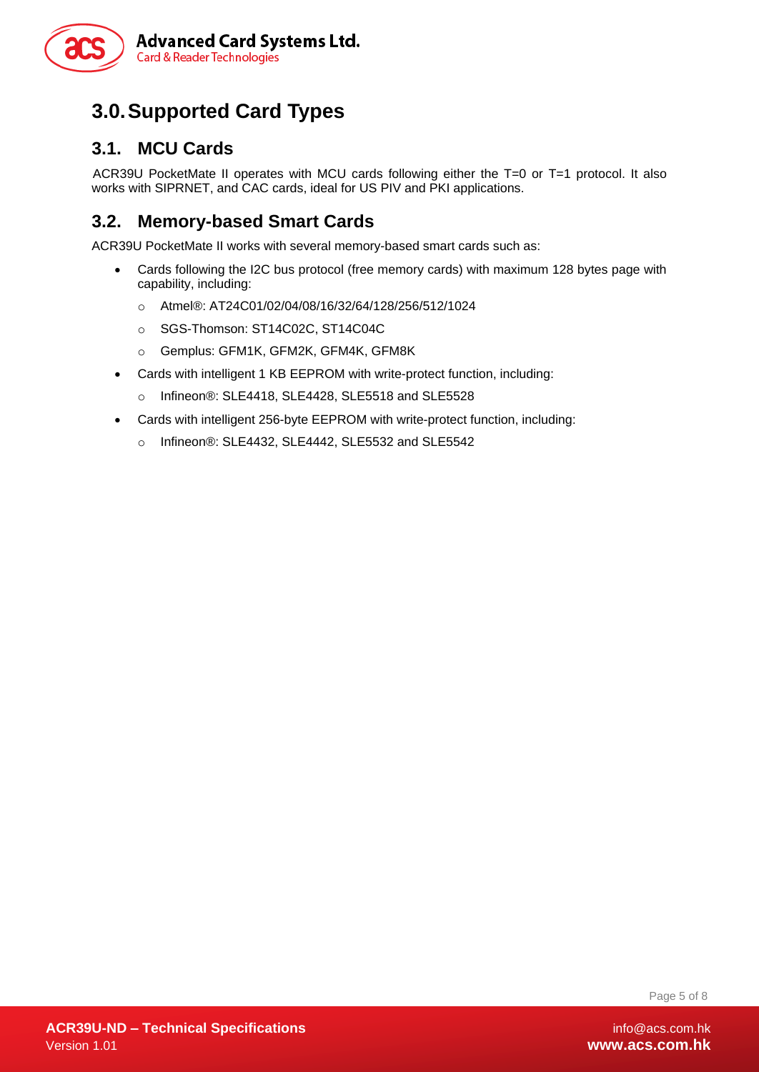# 3.0. Supported Card Types

## 3.1. MCU Cards

ACR39U PocketMate II operates with MCU cards following either the T=0 or T=1 protocol. It also works with SIPRNET, and CAC cards, ideal for US PIV and PKI applications.

## 3.2. Memory-based Smart Cards

ACR39U PocketMate II works with several memory-based smart cards such as:

- Cards following the I2C bus protocol (free memory cards) with maximum 128 bytes page with capability, including:
  - Atmel®: AT24C01/02/04/08/16/32/64/128/256/512/1024
  - SGS-Thomson: ST14C02C, ST14C04C
  - Gemplus: GFM1K, GFM2K, GFM4K, GFM8K
- Cards with intelligent 1 KB EEPROM with write-protect function, including:
  - Infineon®: SLE4418, SLE4428, SLE5518 and SLE5528
- Cards with intelligent 256-byte EEPROM with write-protect function, including:
  - Infineon®: SLE4432, SLE4442, SLE5532 and SLE5542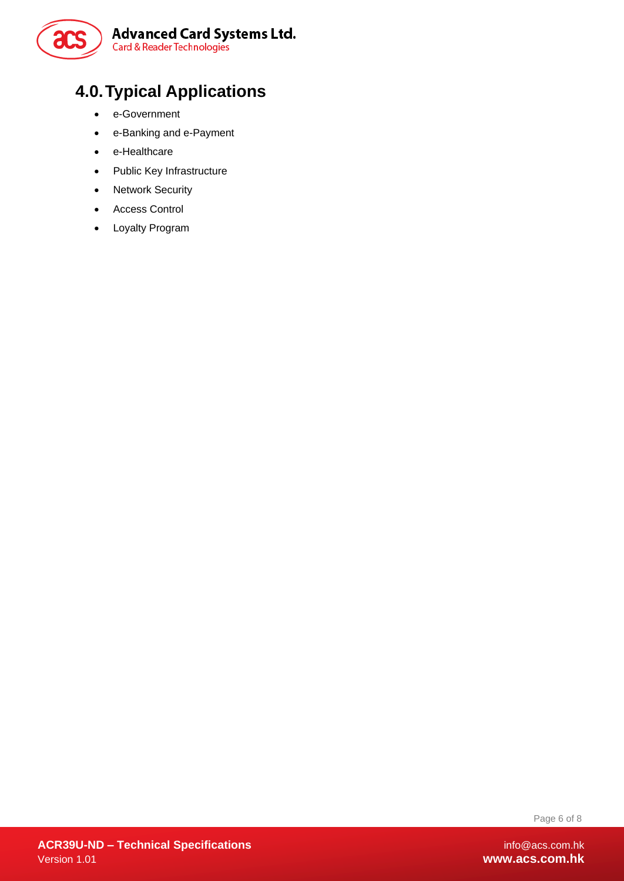# 4.0. Typical Applications

- e-Government
- e-Banking and e-Payment
- e-Healthcare
- Public Key Infrastructure
- Network Security
- Access Control
- Loyalty Program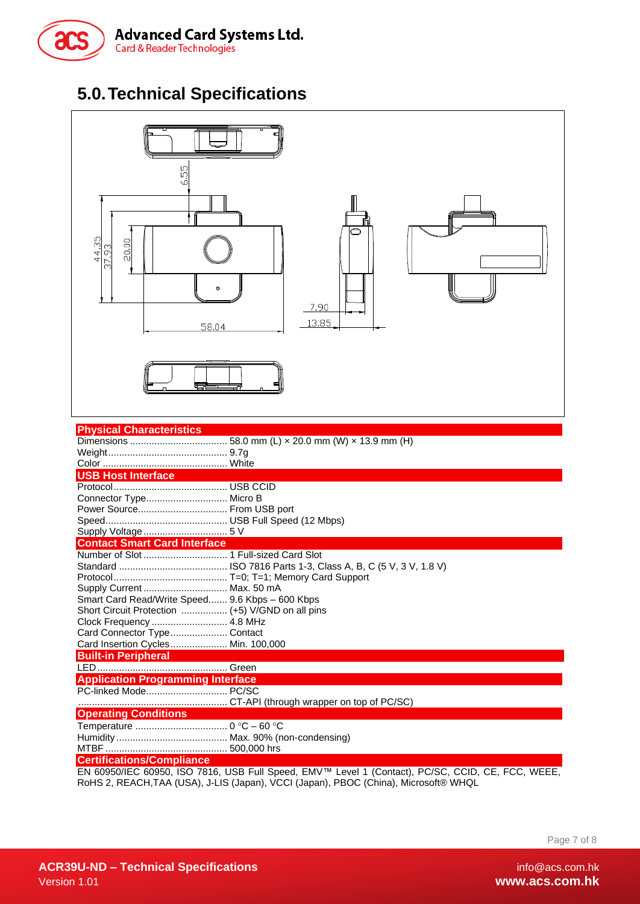# 5.0. Technical Specifications

**Physical Characteristics**

Dimensions .................................... 58.0 mm (L) × 20.0 mm (W) × 13.9 mm (H)
Weight............................................ 9.7g
Color ............................................. White

**USB Host Interface**

Protocol.......................................... USB CCID
Connector Type.............................. Micro B
Power Source................................. From USB port
Speed............................................. USB Full Speed (12 Mbps)
Supply Voltage............................... 5 V

**Contact Smart Card Interface**

Number of Slot ............................... 1 Full-sized Card Slot
Standard ........................................ ISO 7816 Parts 1-3, Class A, B, C (5 V, 3 V, 1.8 V)
Protocol.......................................... T=0; T=1; Memory Card Support
Supply Current ............................... Max. 50 mA
Smart Card Read/Write Speed....... 9.6 Kbps – 600 Kbps
Short Circuit Protection ................. (+5) V/GND on all pins
Clock Frequency ............................ 4.8 MHz
Card Connector Type..................... Contact
Card Insertion Cycles..................... Min. 100,000

**Built-in Peripheral**

LED................................................ Green

**Application Programming Interface**

PC-linked Mode.............................. PC/SC
....................................................... CT-API (through wrapper on top of PC/SC)

**Operating Conditions**

Temperature .................................. 0 °C – 60 °C
Humidity ......................................... Max. 90% (non-condensing)
MTBF ............................................. 500,000 hrs

**Certifications/Compliance**

EN 60950/IEC 60950, ISO 7816, USB Full Speed, EMV™ Level 1 (Contact), PC/SC, CCID, CE, FCC, WEEE, RoHS 2, REACH,TAA (USA), J-LIS (Japan), VCCI (Japan), PBOC (China), Microsoft® WHQL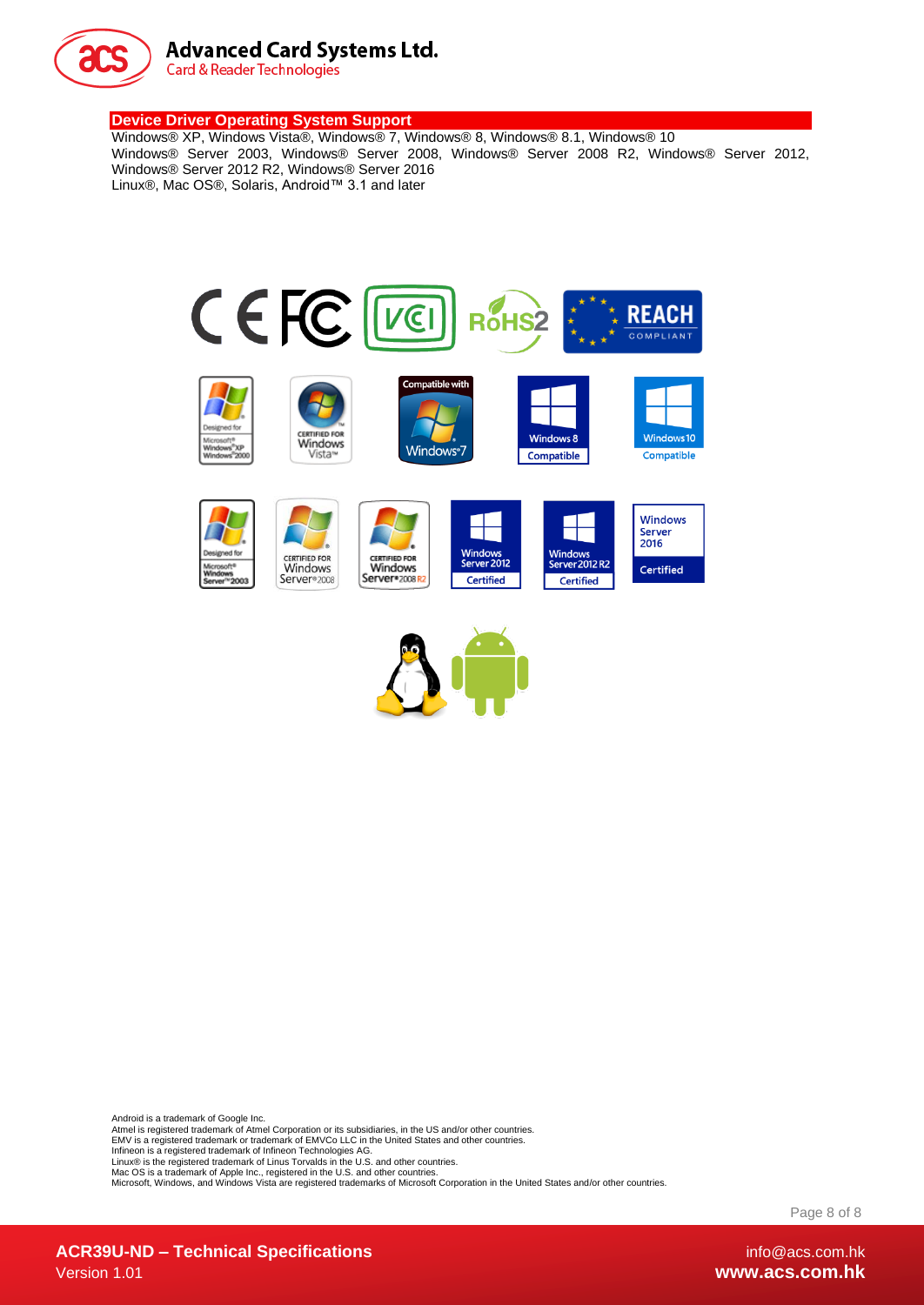## Device Driver Operating System Support

Windows® XP, Windows Vista®, Windows® 7, Windows® 8, Windows® 8.1, Windows® 10
Windows® Server 2003, Windows® Server 2008, Windows® Server 2008 R2, Windows® Server 2012, Windows® Server 2012 R2, Windows® Server 2016
Linux®, Mac OS®, Solaris, Android™ 3.1 and later

Android is a trademark of Google Inc.
Atmel is registered trademark of Atmel Corporation or its subsidiaries, in the US and/or other countries.
EMV is a registered trademark or trademark of EMVCo LLC in the United States and other countries.
Infineon is a registered trademark of Infineon Technologies AG.
Linux® is the registered trademark of Linus Torvalds in the U.S. and other countries.
Mac OS is a trademark of Apple Inc., registered in the U.S. and other countries.
Microsoft, Windows, and Windows Vista are registered trademarks of Microsoft Corporation in the United States and/or other countries.